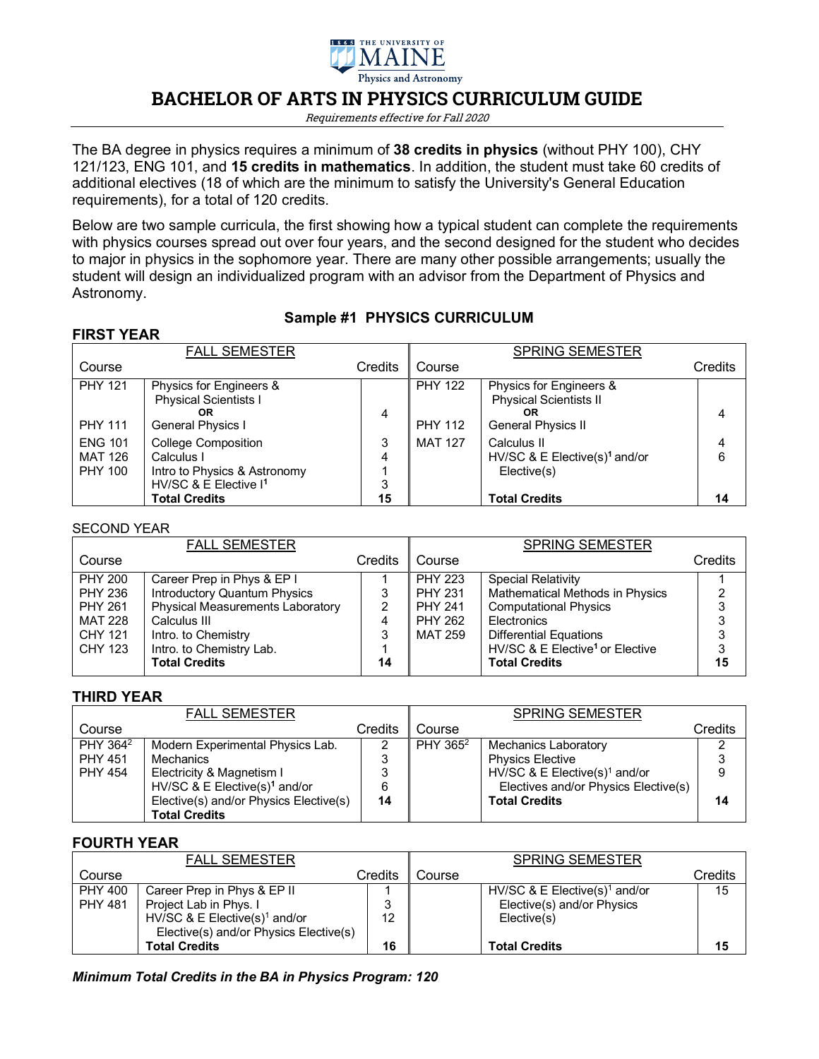# BACHELOR OF ARTS IN PHYSICS CURRICULUM GUIDE

*Requirements effective for Fall 2020*

The BA degree in physics requires a minimum of **38 credits in physics** (without PHY 100), CHY 121/123, ENG 101, and **15 credits in mathematics**. In addition, the student must take 60 credits of additional electives (18 of which are the minimum to satisfy the University's General Education requirements), for a total of 120 credits.

Below are two sample curricula, the first showing how a typical student can complete the requirements with physics courses spread out over four years, and the second designed for the student who decides to major in physics in the sophomore year. There are many other possible arrangements; usually the student will design an individualized program with an advisor from the Department of Physics and Astronomy.

## Sample #1 PHYSICS CURRICULUM

### FIRST YEAR

| FALL SEMESTER | | | SPRING SEMESTER | | |
|---|---|---|---|---|---|
| Course | | Credits | Course | | Credits |
| PHY 121<br>PHY 111 | Physics for Engineers & Physical Scientists I<br>**OR**<br>General Physics I | 4 | PHY 122<br>PHY 112 | Physics for Engineers & Physical Scientists II<br>**OR**<br>General Physics II | 4 |
| ENG 101 | College Composition | 3 | MAT 127 | Calculus II | 4 |
| MAT 126 | Calculus I | 4 | | HV/SC & E Elective(s)[1] and/or Elective(s) | 6 |
| PHY 100 | Intro to Physics & Astronomy | 1 | | | |
| | HV/SC & E Elective I[1] | 3 | | | |
| | **Total Credits** | **15** | | **Total Credits** | **14** |

### SECOND YEAR

| FALL SEMESTER | | | SPRING SEMESTER | | |
|---|---|---|---|---|---|
| Course | | Credits | Course | | Credits |
| PHY 200 | Career Prep in Phys & EP I | 1 | PHY 223 | Special Relativity | 1 |
| PHY 236 | Introductory Quantum Physics | 3 | PHY 231 | Mathematical Methods in Physics | 2 |
| PHY 261 | Physical Measurements Laboratory | 2 | PHY 241 | Computational Physics | 3 |
| MAT 228 | Calculus III | 4 | PHY 262 | Electronics | 3 |
| CHY 121 | Intro. to Chemistry | 3 | MAT 259 | Differential Equations | 3 |
| CHY 123 | Intro. to Chemistry Lab. | 1 | | HV/SC & E Elective[1] or Elective | 3 |
| | **Total Credits** | **14** | | **Total Credits** | **15** |

### THIRD YEAR

| FALL SEMESTER | | | SPRING SEMESTER | | |
|---|---|---|---|---|---|
| Course | | Credits | Course | | Credits |
| PHY 364[2] | Modern Experimental Physics Lab. | 2 | PHY 365[2] | Mechanics Laboratory | 2 |
| PHY 451 | Mechanics | 3 | | Physics Elective | 3 |
| PHY 454 | Electricity & Magnetism I | 3 | | HV/SC & E Elective(s)[1] and/or Electives and/or Physics Elective(s) | 9 |
| | HV/SC & E Elective(s)[1] and/or Elective(s) and/or Physics Elective(s) | 6 | | | |
| | **Total Credits** | **14** | | **Total Credits** | **14** |

### FOURTH YEAR

| FALL SEMESTER | | | SPRING SEMESTER | | |
|---|---|---|---|---|---|
| Course | | Credits | Course | | Credits |
| PHY 400 | Career Prep in Phys & EP II | 1 | | HV/SC & E Elective(s)[1] and/or Elective(s) and/or Physics Elective(s) | 15 |
| PHY 481 | Project Lab in Phys. I | 3 | | | |
| | HV/SC & E Elective(s)[1] and/or Elective(s) and/or Physics Elective(s) | 12 | | | |
| | **Total Credits** | **16** | | **Total Credits** | **15** |

***Minimum Total Credits in the BA in Physics Program: 120***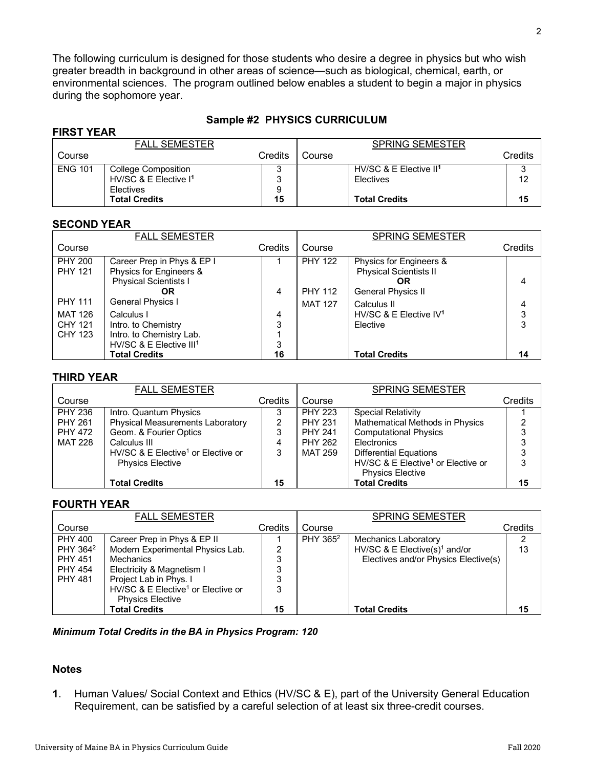The following curriculum is designed for those students who desire a degree in physics but who wish greater breadth in background in other areas of science—such as biological, chemical, earth, or environmental sciences. The program outlined below enables a student to begin a major in physics during the sophomore year.

## Sample #2 PHYSICS CURRICULUM

### FIRST YEAR

| FALL SEMESTER | | | SPRING SEMESTER | | |
|---|---|---|---|---|---|
| Course | | Credits | Course | | Credits |
| ENG 101 | College Composition | 3 | | HV/SC & E Elective II[1] | 3 |
| | HV/SC & E Elective I[1] | 3 | | Electives | 12 |
| | Electives | 9 | | | |
| | **Total Credits** | **15** | | **Total Credits** | **15** |

### SECOND YEAR

| FALL SEMESTER | | | SPRING SEMESTER | | |
|---|---|---|---|---|---|
| Course | | Credits | Course | | Credits |
| PHY 200 | Career Prep in Phys & EP I | 1 | PHY 122 | Physics for Engineers & Physical Scientists II **OR** | 4 |
| PHY 121 | Physics for Engineers & Physical Scientists I **OR** | 4 | PHY 112 | General Physics II | |
| PHY 111 | General Physics I | | MAT 127 | Calculus II | 4 |
| MAT 126 | Calculus I | 4 | | HV/SC & E Elective IV[1] | 3 |
| CHY 121 | Intro. to Chemistry | 3 | | Elective | 3 |
| CHY 123 | Intro. to Chemistry Lab. | 1 | | | |
| | HV/SC & E Elective III[1] | 3 | | | |
| | **Total Credits** | **16** | | **Total Credits** | **14** |

### THIRD YEAR

| FALL SEMESTER | | | SPRING SEMESTER | | |
|---|---|---|---|---|---|
| Course | | Credits | Course | | Credits |
| PHY 236 | Intro. Quantum Physics | 3 | PHY 223 | Special Relativity | 1 |
| PHY 261 | Physical Measurements Laboratory | 2 | PHY 231 | Mathematical Methods in Physics | 2 |
| PHY 472 | Geom. & Fourier Optics | 3 | PHY 241 | Computational Physics | 3 |
| MAT 228 | Calculus III | 4 | PHY 262 | Electronics | 3 |
| | HV/SC & E Elective[1] or Elective or Physics Elective | 3 | MAT 259 | Differential Equations | 3 |
| | | | | HV/SC & E Elective[1] or Elective or Physics Elective | 3 |
| | **Total Credits** | **15** | | **Total Credits** | **15** |

### FOURTH YEAR

| FALL SEMESTER | | | SPRING SEMESTER | | |
|---|---|---|---|---|---|
| Course | | Credits | Course | | Credits |
| PHY 400 | Career Prep in Phys & EP II | 1 | PHY 365[2] | Mechanics Laboratory | 2 |
| PHY 364[2] | Modern Experimental Physics Lab. | 2 | | HV/SC & E Elective(s)[1] and/or Electives and/or Physics Elective(s) | 13 |
| PHY 451 | Mechanics | 3 | | | |
| PHY 454 | Electricity & Magnetism I | 3 | | | |
| PHY 481 | Project Lab in Phys. I | 3 | | | |
| | HV/SC & E Elective[1] or Elective or Physics Elective | 3 | | | |
| | **Total Credits** | **15** | | **Total Credits** | **15** |

***Minimum Total Credits in the BA in Physics Program: 120***

### Notes

**1**. Human Values/ Social Context and Ethics (HV/SC & E), part of the University General Education Requirement, can be satisfied by a careful selection of at least six three-credit courses.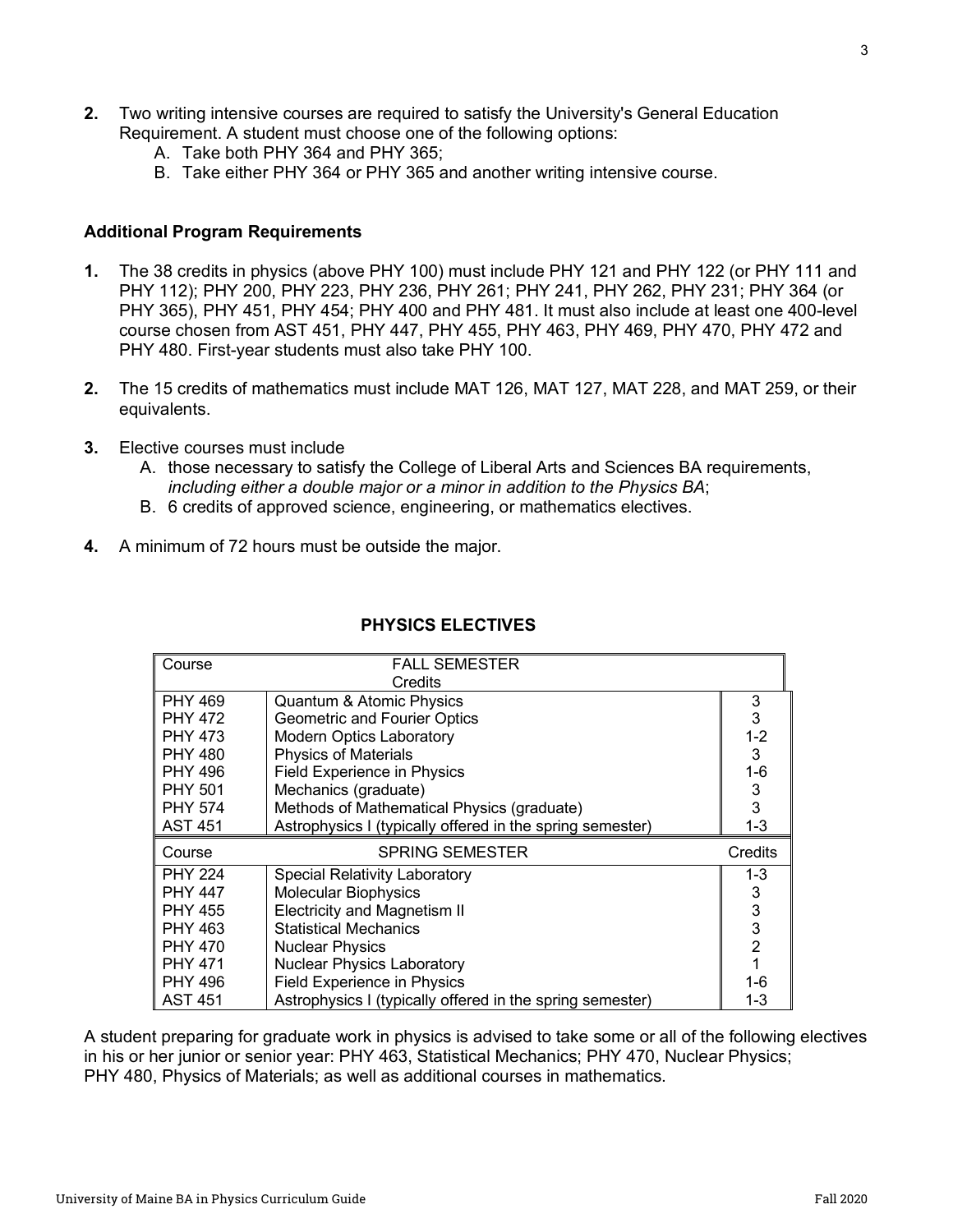2. Two writing intensive courses are required to satisfy the University's General Education Requirement. A student must choose one of the following options:
   A. Take both PHY 364 and PHY 365;
   B. Take either PHY 364 or PHY 365 and another writing intensive course.

**Additional Program Requirements**

1. The 38 credits in physics (above PHY 100) must include PHY 121 and PHY 122 (or PHY 111 and PHY 112); PHY 200, PHY 223, PHY 236, PHY 261; PHY 241, PHY 262, PHY 231; PHY 364 (or PHY 365), PHY 451, PHY 454; PHY 400 and PHY 481. It must also include at least one 400-level course chosen from AST 451, PHY 447, PHY 455, PHY 463, PHY 469, PHY 470, PHY 472 and PHY 480. First-year students must also take PHY 100.

2. The 15 credits of mathematics must include MAT 126, MAT 127, MAT 228, and MAT 259, or their equivalents.

3. Elective courses must include
   A. those necessary to satisfy the College of Liberal Arts and Sciences BA requirements, *including either a double major or a minor in addition to the Physics BA*;
   B. 6 credits of approved science, engineering, or mathematics electives.

4. A minimum of 72 hours must be outside the major.

**PHYSICS ELECTIVES**

| Course | FALL SEMESTER | Credits |
|---|---|---|
| PHY 469 | Quantum & Atomic Physics | 3 |
| PHY 472 | Geometric and Fourier Optics | 3 |
| PHY 473 | Modern Optics Laboratory | 1-2 |
| PHY 480 | Physics of Materials | 3 |
| PHY 496 | Field Experience in Physics | 1-6 |
| PHY 501 | Mechanics (graduate) | 3 |
| PHY 574 | Methods of Mathematical Physics (graduate) | 3 |
| AST 451 | Astrophysics I (typically offered in the spring semester) | 1-3 |
| **Course** | **SPRING SEMESTER** | **Credits** |
| PHY 224 | Special Relativity Laboratory | 1-3 |
| PHY 447 | Molecular Biophysics | 3 |
| PHY 455 | Electricity and Magnetism II | 3 |
| PHY 463 | Statistical Mechanics | 3 |
| PHY 470 | Nuclear Physics | 2 |
| PHY 471 | Nuclear Physics Laboratory | 1 |
| PHY 496 | Field Experience in Physics | 1-6 |
| AST 451 | Astrophysics I (typically offered in the spring semester) | 1-3 |

A student preparing for graduate work in physics is advised to take some or all of the following electives in his or her junior or senior year: PHY 463, Statistical Mechanics; PHY 470, Nuclear Physics; PHY 480, Physics of Materials; as well as additional courses in mathematics.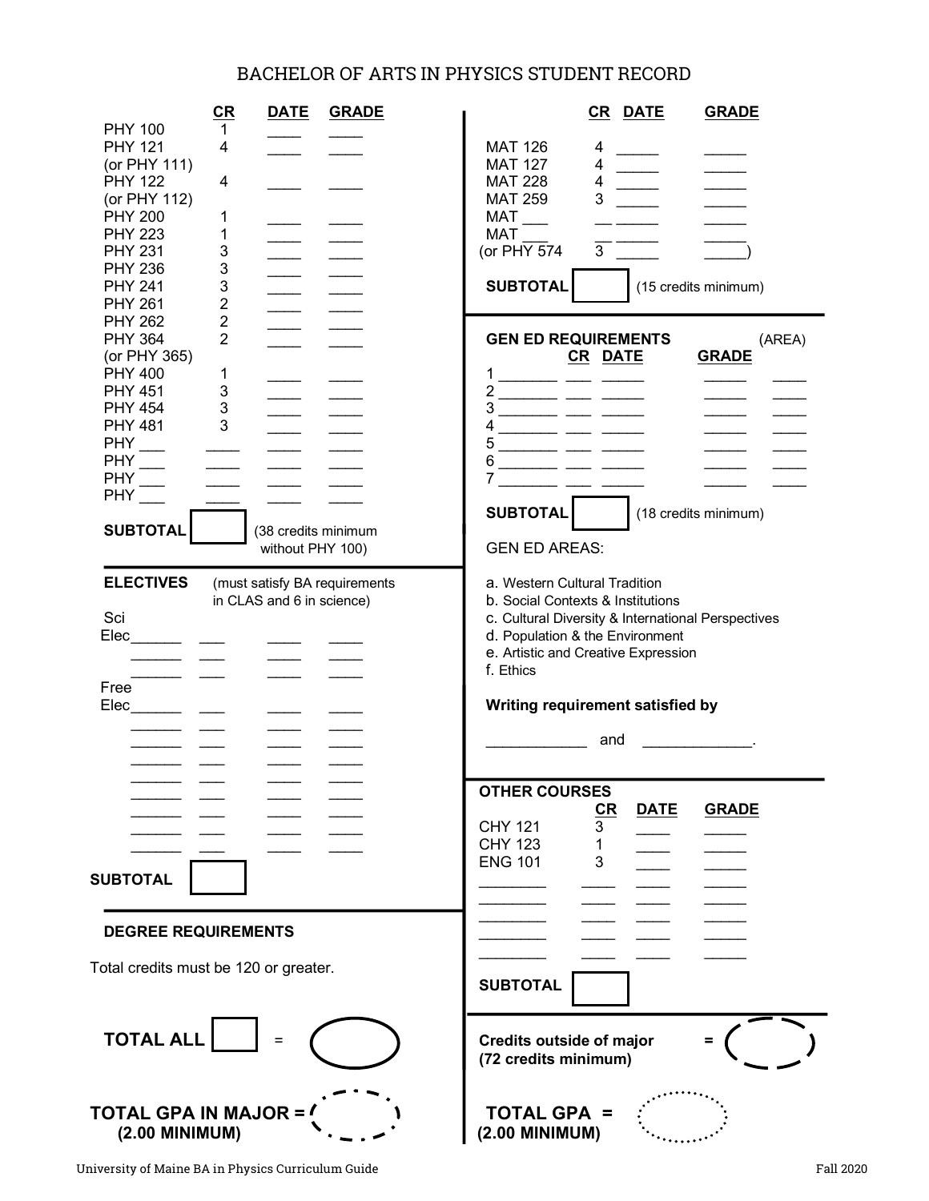# BACHELOR OF ARTS IN PHYSICS STUDENT RECORD

| | CR | DATE | GRADE |
|---|---|---|---|
| PHY 100 | 1 | ____ | ____ |
| PHY 121 (or PHY 111) | 4 | ____ | ____ |
| PHY 122 (or PHY 112) | 4 | ____ | ____ |
| PHY 200 | 1 | ____ | ____ |
| PHY 223 | 1 | ____ | ____ |
| PHY 231 | 3 | ____ | ____ |
| PHY 236 | 3 | ____ | ____ |
| PHY 241 | 3 | ____ | ____ |
| PHY 261 | 2 | ____ | ____ |
| PHY 262 | 2 | ____ | ____ |
| PHY 364 (or PHY 365) | 2 | ____ | ____ |
| PHY 400 | 1 | ____ | ____ |
| PHY 451 | 3 | ____ | ____ |
| PHY 454 | 3 | ____ | ____ |
| PHY 481 | 3 | ____ | ____ |
| PHY ___ | ____ | ____ | ____ |
| PHY ___ | ____ | ____ | ____ |
| PHY ___ | ____ | ____ | ____ |
| PHY ___ | ____ | ____ | ____ |

**SUBTOTAL** [ ] (38 credits minimum without PHY 100)

**ELECTIVES** (must satisfy BA requirements in CLAS and 6 in science)

| | | CR | DATE | GRADE |
|---|---|---|---|---|
| Sci Elec | ______ | ___ | ____ | ____ |
| | ______ | ___ | ____ | ____ |
| | ______ | ___ | ____ | ____ |
| Free Elec | ______ | ___ | ____ | ____ |
| | ______ | ___ | ____ | ____ |
| | ______ | ___ | ____ | ____ |
| | ______ | ___ | ____ | ____ |
| | ______ | ___ | ____ | ____ |
| | ______ | ___ | ____ | ____ |
| | ______ | ___ | ____ | ____ |
| | ______ | ___ | ____ | ____ |
| | ______ | ___ | ____ | ____ |
| | ______ | ___ | ____ | ____ |

**SUBTOTAL** [ ]

**DEGREE REQUIREMENTS**

Total credits must be 120 or greater.

**TOTAL ALL** [ ] = ( )

**TOTAL GPA IN MAJOR =** ( )
**(2.00 MINIMUM)**

| | CR | DATE | GRADE |
|---|---|---|---|
| MAT 126 | 4 | _____ | _____ |
| MAT 127 | 4 | _____ | _____ |
| MAT 228 | 4 | _____ | _____ |
| MAT 259 | 3 | _____ | _____ |
| MAT ___ | __ | _____ | _____ |
| MAT ___ | __ | _____ | _____ |
| (or PHY 574 | 3 | _____ | _____) |

**SUBTOTAL** [ ] (15 credits minimum)

**GEN ED REQUIREMENTS** (AREA)

| | | CR | DATE | GRADE | AREA |
|---|---|---|---|---|---|
| 1 | _______ | ___ | _____ | _____ | ____ |
| 2 | _______ | ___ | _____ | _____ | ____ |
| 3 | _______ | ___ | _____ | _____ | ____ |
| 4 | _______ | ___ | _____ | _____ | ____ |
| 5 | _______ | ___ | _____ | _____ | ____ |
| 6 | _______ | ___ | _____ | _____ | ____ |
| 7 | _______ | ___ | _____ | _____ | ____ |

**SUBTOTAL** [ ] (18 credits minimum)

GEN ED AREAS:

a. Western Cultural Tradition
b. Social Contexts & Institutions
c. Cultural Diversity & International Perspectives
d. Population & the Environment
e. Artistic and Creative Expression
f. Ethics

**Writing requirement satisfied by**

____________ and _____________.

**OTHER COURSES**

| | CR | DATE | GRADE |
|---|---|---|---|
| CHY 121 | 3 | ____ | _____ |
| CHY 123 | 1 | ____ | _____ |
| ENG 101 | 3 | ____ | _____ |
| ________ | ____ | ____ | _____ |
| ________ | ____ | ____ | _____ |
| ________ | ____ | ____ | _____ |
| ________ | ____ | ____ | _____ |
| ________ | ____ | ____ | _____ |

**SUBTOTAL** [ ]

**Credits outside of major** = ( )
**(72 credits minimum)**

**TOTAL GPA =** ( )
**(2.00 MINIMUM)**

University of Maine BA in Physics Curriculum Guide — Fall 2020